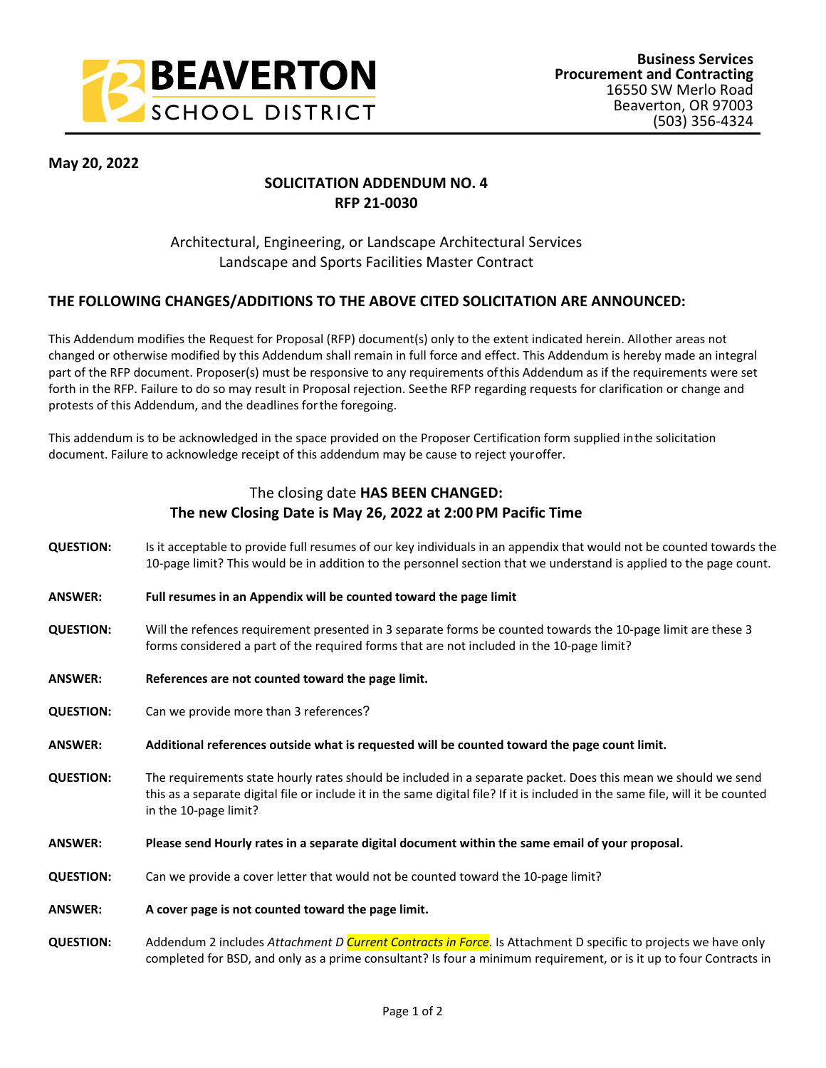**BEAVERTON SCHOOL DISTRICT**

**Business Services**
**Procurement and Contracting**
16550 SW Merlo Road
Beaverton, OR 97003
(503) 356-4324

**May 20, 2022**

## SOLICITATION ADDENDUM NO. 4
## RFP 21-0030

Architectural, Engineering, or Landscape Architectural Services
Landscape and Sports Facilities Master Contract

### THE FOLLOWING CHANGES/ADDITIONS TO THE ABOVE CITED SOLICITATION ARE ANNOUNCED:

This Addendum modifies the Request for Proposal (RFP) document(s) only to the extent indicated herein. All other areas not changed or otherwise modified by this Addendum shall remain in full force and effect. This Addendum is hereby made an integral part of the RFP document. Proposer(s) must be responsive to any requirements of this Addendum as if the requirements were set forth in the RFP. Failure to do so may result in Proposal rejection. See the RFP regarding requests for clarification or change and protests of this Addendum, and the deadlines for the foregoing.

This addendum is to be acknowledged in the space provided on the Proposer Certification form supplied in the solicitation document. Failure to acknowledge receipt of this addendum may be cause to reject your offer.

The closing date **HAS BEEN CHANGED:**
**The new Closing Date is May 26, 2022 at 2:00 PM Pacific Time**

**QUESTION:** Is it acceptable to provide full resumes of our key individuals in an appendix that would not be counted towards the 10-page limit? This would be in addition to the personnel section that we understand is applied to the page count.

**ANSWER:** **Full resumes in an Appendix will be counted toward the page limit**

**QUESTION:** Will the refences requirement presented in 3 separate forms be counted towards the 10-page limit are these 3 forms considered a part of the required forms that are not included in the 10-page limit?

**ANSWER:** **References are not counted toward the page limit.**

**QUESTION:** Can we provide more than 3 references?

**ANSWER:** **Additional references outside what is requested will be counted toward the page count limit.**

**QUESTION:** The requirements state hourly rates should be included in a separate packet. Does this mean we should we send this as a separate digital file or include it in the same digital file? If it is included in the same file, will it be counted in the 10-page limit?

**ANSWER:** **Please send Hourly rates in a separate digital document within the same email of your proposal.**

**QUESTION:** Can we provide a cover letter that would not be counted toward the 10-page limit?

**ANSWER:** **A cover page is not counted toward the page limit.**

**QUESTION:** Addendum 2 includes *Attachment D Current Contracts in Force*. Is Attachment D specific to projects we have only completed for BSD, and only as a prime consultant? Is four a minimum requirement, or is it up to four Contracts in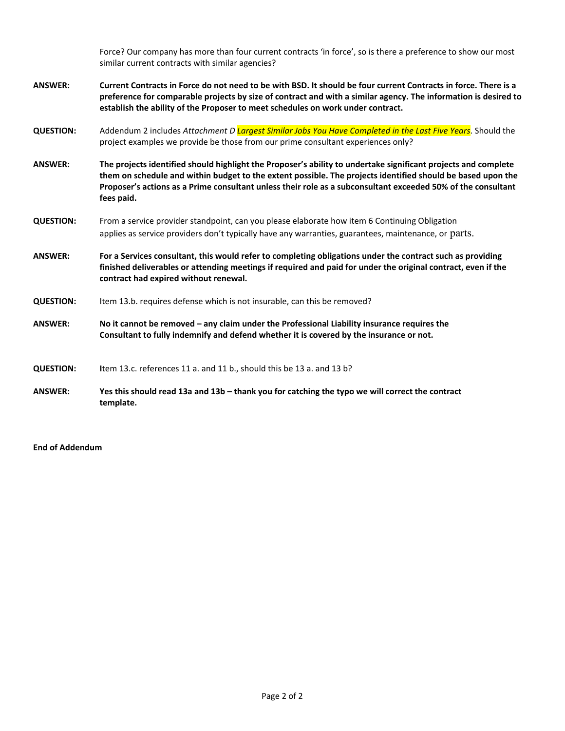Force? Our company has more than four current contracts 'in force', so is there a preference to show our most similar current contracts with similar agencies?

**ANSWER:** **Current Contracts in Force do not need to be with BSD. It should be four current Contracts in force. There is a preference for comparable projects by size of contract and with a similar agency. The information is desired to establish the ability of the Proposer to meet schedules on work under contract.**

**QUESTION:** Addendum 2 includes *Attachment D Largest Similar Jobs You Have Completed in the Last Five Years*. Should the project examples we provide be those from our prime consultant experiences only?

**ANSWER:** **The projects identified should highlight the Proposer's ability to undertake significant projects and complete them on schedule and within budget to the extent possible. The projects identified should be based upon the Proposer's actions as a Prime consultant unless their role as a subconsultant exceeded 50% of the consultant fees paid.**

**QUESTION:** From a service provider standpoint, can you please elaborate how item 6 Continuing Obligation applies as service providers don't typically have any warranties, guarantees, maintenance, or parts.

**ANSWER:** **For a Services consultant, this would refer to completing obligations under the contract such as providing finished deliverables or attending meetings if required and paid for under the original contract, even if the contract had expired without renewal.**

**QUESTION:** Item 13.b. requires defense which is not insurable, can this be removed?

**ANSWER:** **No it cannot be removed – any claim under the Professional Liability insurance requires the Consultant to fully indemnify and defend whether it is covered by the insurance or not.**

**QUESTION:** Item 13.c. references 11 a. and 11 b., should this be 13 a. and 13 b?

**ANSWER:** **Yes this should read 13a and 13b – thank you for catching the typo we will correct the contract template.**

**End of Addendum**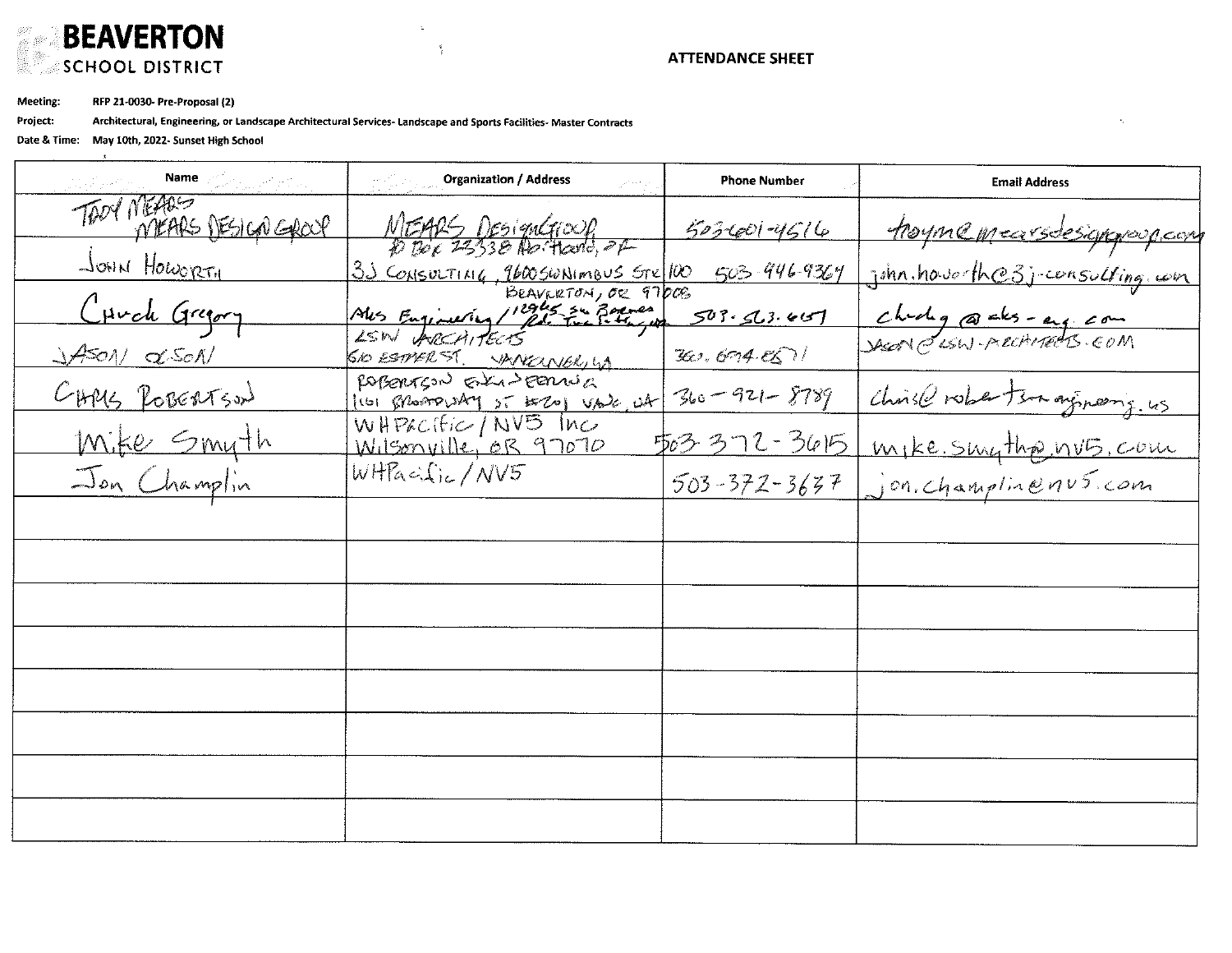**BEAVERTON**
SCHOOL DISTRICT

**ATTENDANCE SHEET**

**Meeting:** RFP 21-0030- Pre-Proposal (2)

**Project:** Architectural, Engineering, or Landscape Architectural Services- Landscape and Sports Facilities- Master Contracts

**Date & Time:** May 10th, 2022- Sunset High School

| Name | Organization / Address | Phone Number | Email Address |
|---|---|---|---|
| TROY MEARS MEARS DESIGN GROUP | MEARS DesignGroup PO Box 23338 Portland, OR | 503-601-4516 | troym@mearsdesigngroup.com |
| JOHN HOWORTH | 3J CONSULTING, 9600 SW NIMBUS STE 100 BEAVERTON, OR 97008 | 503 946-9364 | john.howorth@3j-consulting.com |
| Chuck Gregory | AKS Engineering / 12965 SW Herman Rd. Tualatin, OR | 503.563.6151 | chuckg@aks-eng.com |
| JASON OLSON | LSW ARCHITECTS 610 ESTHER ST. VANCOUVER, WA | 360.694.8571 | JASON@LSW-ARCHITECTS.COM |
| CHRIS ROBERTSON | ROBERTSON ENGINEERING 1161 BROADWAY ST #201 VANC, WA | 360-921-8789 | chris@robertsonengineering.us |
| Mike Smyth | WHPACIFIC / NV5 Inc Wilsonville, OR 97070 | 503-372-3615 | mike.smyth@nv5.com |
| Jon Champlin | WHPacific / NV5 | 503-372-3637 | jon.champlin@nv5.com |
| | | | |
| | | | |
| | | | |
| | | | |
| | | | |
| | | | |
| | | | |
| | | | |